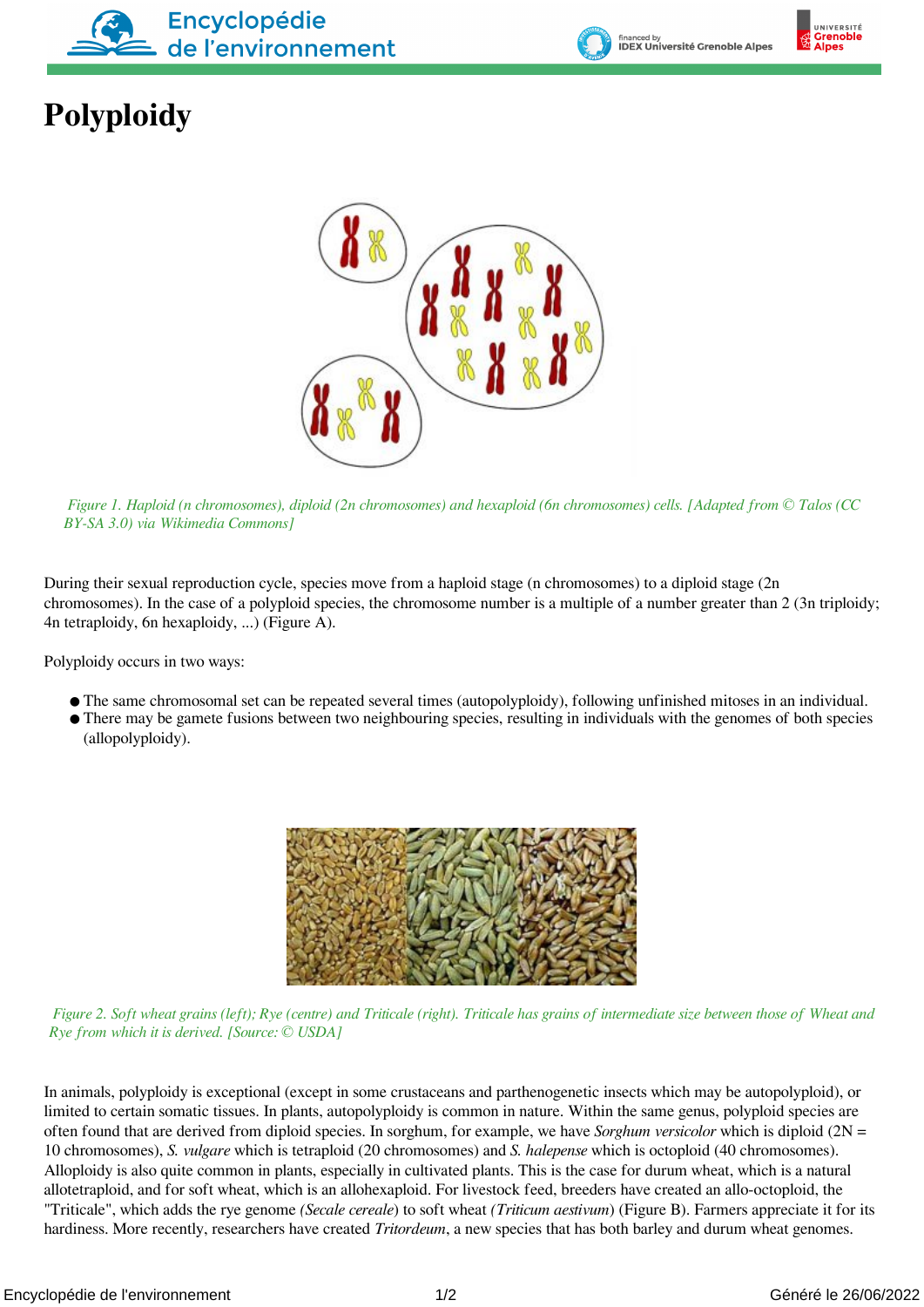# Polyploidy

*Figure 1. Haploid (n chromosomes), diploid (2n chromosomes) and hexaploid (6n chromosomes) cells. [Adapted from © Talos (CC BY-SA 3.0) via Wikimedia Commons]*

During their sexual reproduction cycle, species move from a haploid stage (n chromosomes) to a diploid stage (2n chromosomes). In the case of a polyploid species, the chromosome number is a multiple of a number greater than 2 (3n triploidy; 4n tetraploidy, 6n hexaploidy, ...) (Figure A).

Polyploidy occurs in two ways:

- The same chromosomal set can be repeated several times (autopolyploidy), following unfinished mitoses in an individual.
- There may be gamete fusions between two neighbouring species, resulting in individuals with the genomes of both species (allopolyploidy).

*Figure 2. Soft wheat grains (left); Rye (centre) and Triticale (right). Triticale has grains of intermediate size between those of Wheat and Rye from which it is derived. [Source: © USDA]*

In animals, polyploidy is exceptional (except in some crustaceans and parthenogenetic insects which may be autopolyploid), or limited to certain somatic tissues. In plants, autopolyploidy is common in nature. Within the same genus, polyploid species are often found that are derived from diploid species. In sorghum, for example, we have *Sorghum versicolor* which is diploid (2N = 10 chromosomes), *S. vulgare* which is tetraploid (20 chromosomes) and *S. halepense* which is octoploid (40 chromosomes). Alloploidy is also quite common in plants, especially in cultivated plants. This is the case for durum wheat, which is a natural allotetraploid, and for soft wheat, which is an allohexaploid. For livestock feed, breeders have created an allo-octoploid, the "Triticale", which adds the rye genome *(Secale cereale)* to soft wheat *(Triticum aestivum)* (Figure B). Farmers appreciate it for its hardiness. More recently, researchers have created *Tritordeum*, a new species that has both barley and durum wheat genomes.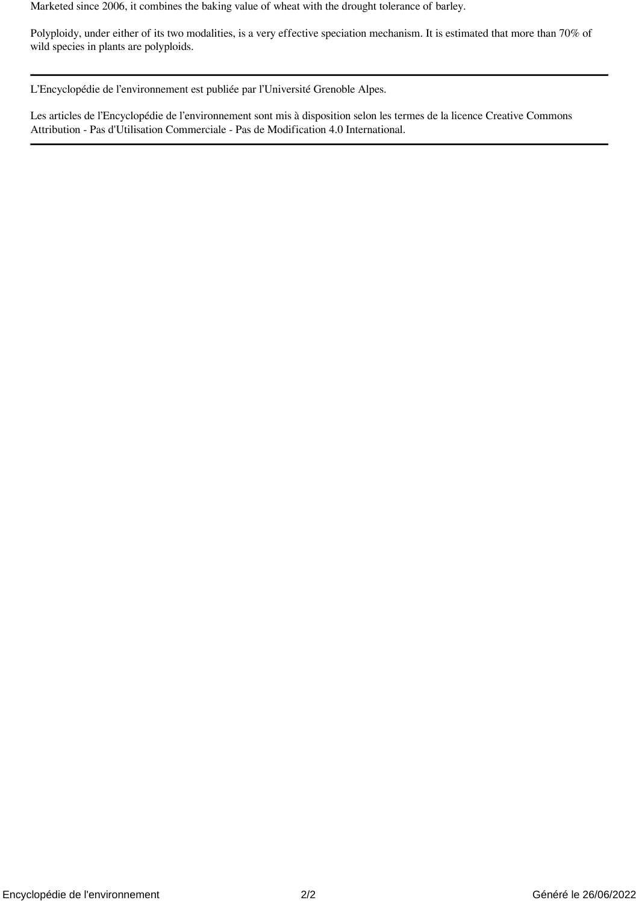Marketed since 2006, it combines the baking value of wheat with the drought tolerance of barley.

Polyploidy, under either of its two modalities, is a very effective speciation mechanism. It is estimated that more than 70% of wild species in plants are polyploids.

---

L'Encyclopédie de l'environnement est publiée par l'Université Grenoble Alpes.

Les articles de l'Encyclopédie de l'environnement sont mis à disposition selon les termes de la licence Creative Commons Attribution - Pas d'Utilisation Commerciale - Pas de Modification 4.0 International.

---